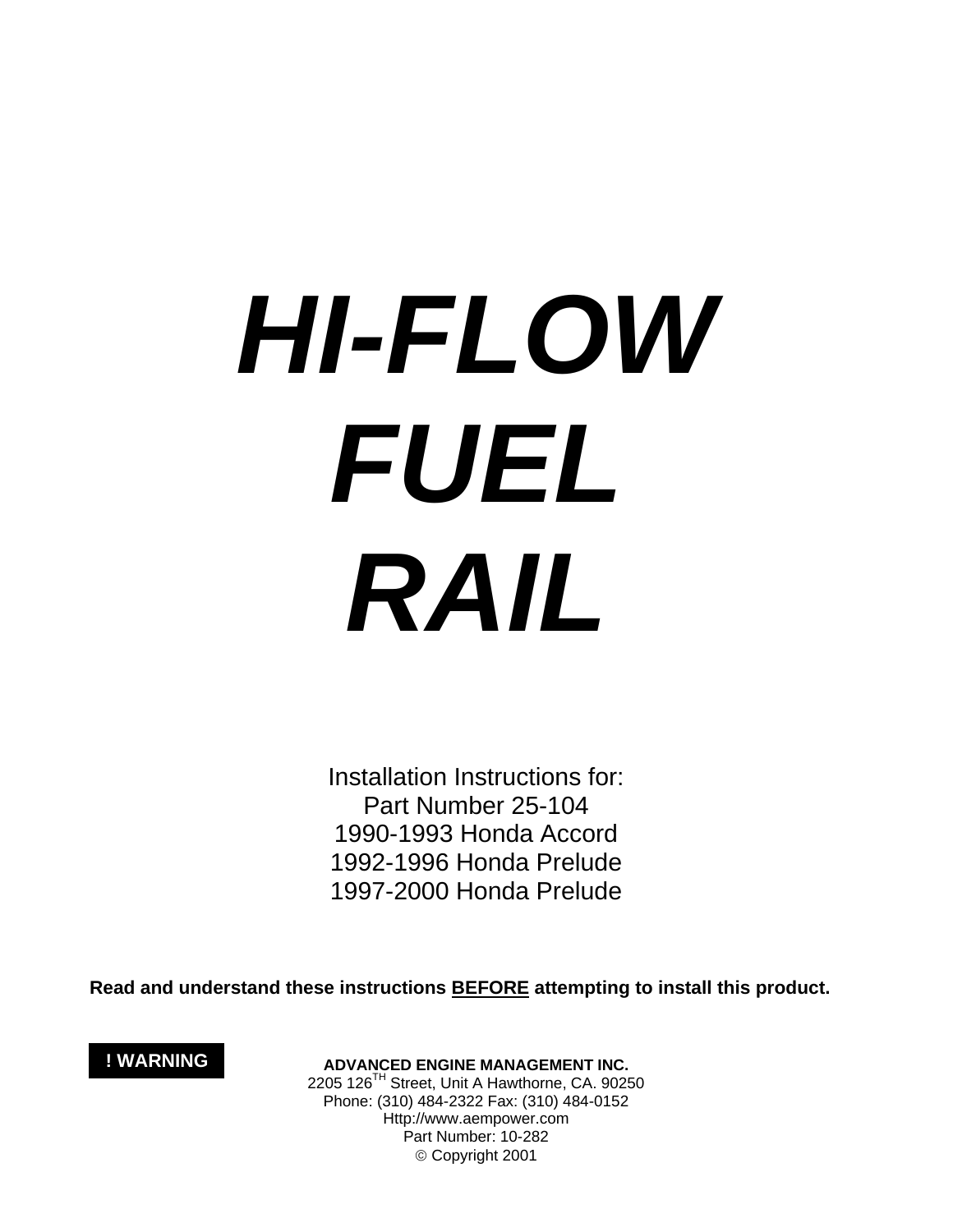# *HI-FLOW FUEL RAIL*

Installation Instructions for:
Part Number 25-104
1990-1993 Honda Accord
1992-1996 Honda Prelude
1997-2000 Honda Prelude

**Read and understand these instructions BEFORE attempting to install this product.**

**! WARNING**

**ADVANCED ENGINE MANAGEMENT INC.**
2205 126[TH] Street, Unit A Hawthorne, CA. 90250
Phone: (310) 484-2322 Fax: (310) 484-0152
Http://www.aempower.com
Part Number: 10-282
© Copyright 2001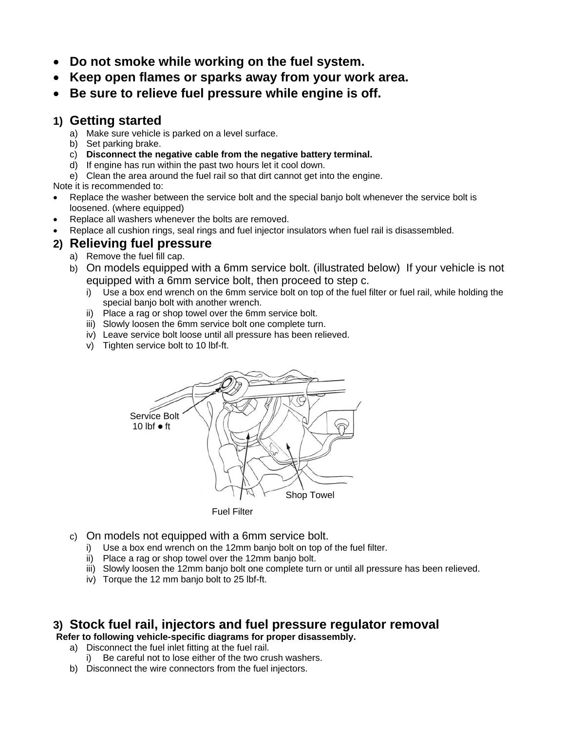- **Do not smoke while working on the fuel system.**
- **Keep open flames or sparks away from your work area.**
- **Be sure to relieve fuel pressure while engine is off.**

## 1) Getting started

a) Make sure vehicle is parked on a level surface.
b) Set parking brake.
c) **Disconnect the negative cable from the negative battery terminal.**
d) If engine has run within the past two hours let it cool down.
e) Clean the area around the fuel rail so that dirt cannot get into the engine.

Note it is recommended to:

- Replace the washer between the service bolt and the special banjo bolt whenever the service bolt is loosened. (where equipped)
- Replace all washers whenever the bolts are removed.
- Replace all cushion rings, seal rings and fuel injector insulators when fuel rail is disassembled.

## 2) Relieving fuel pressure

a) Remove the fuel fill cap.
b) On models equipped with a 6mm service bolt. (illustrated below) If your vehicle is not equipped with a 6mm service bolt, then proceed to step c.
   i) Use a box end wrench on the 6mm service bolt on top of the fuel filter or fuel rail, while holding the special banjo bolt with another wrench.
   ii) Place a rag or shop towel over the 6mm service bolt.
   iii) Slowly loosen the 6mm service bolt one complete turn.
   iv) Leave service bolt loose until all pressure has been relieved.
   v) Tighten service bolt to 10 lbf-ft.

Service Bolt
10 lbf ● ft

Shop Towel

Fuel Filter

c) On models not equipped with a 6mm service bolt.
   i) Use a box end wrench on the 12mm banjo bolt on top of the fuel filter.
   ii) Place a rag or shop towel over the 12mm banjo bolt.
   iii) Slowly loosen the 12mm banjo bolt one complete turn or until all pressure has been relieved.
   iv) Torque the 12 mm banjo bolt to 25 lbf-ft.

## 3) Stock fuel rail, injectors and fuel pressure regulator removal

**Refer to following vehicle-specific diagrams for proper disassembly.**

a) Disconnect the fuel inlet fitting at the fuel rail.
   i) Be careful not to lose either of the two crush washers.
b) Disconnect the wire connectors from the fuel injectors.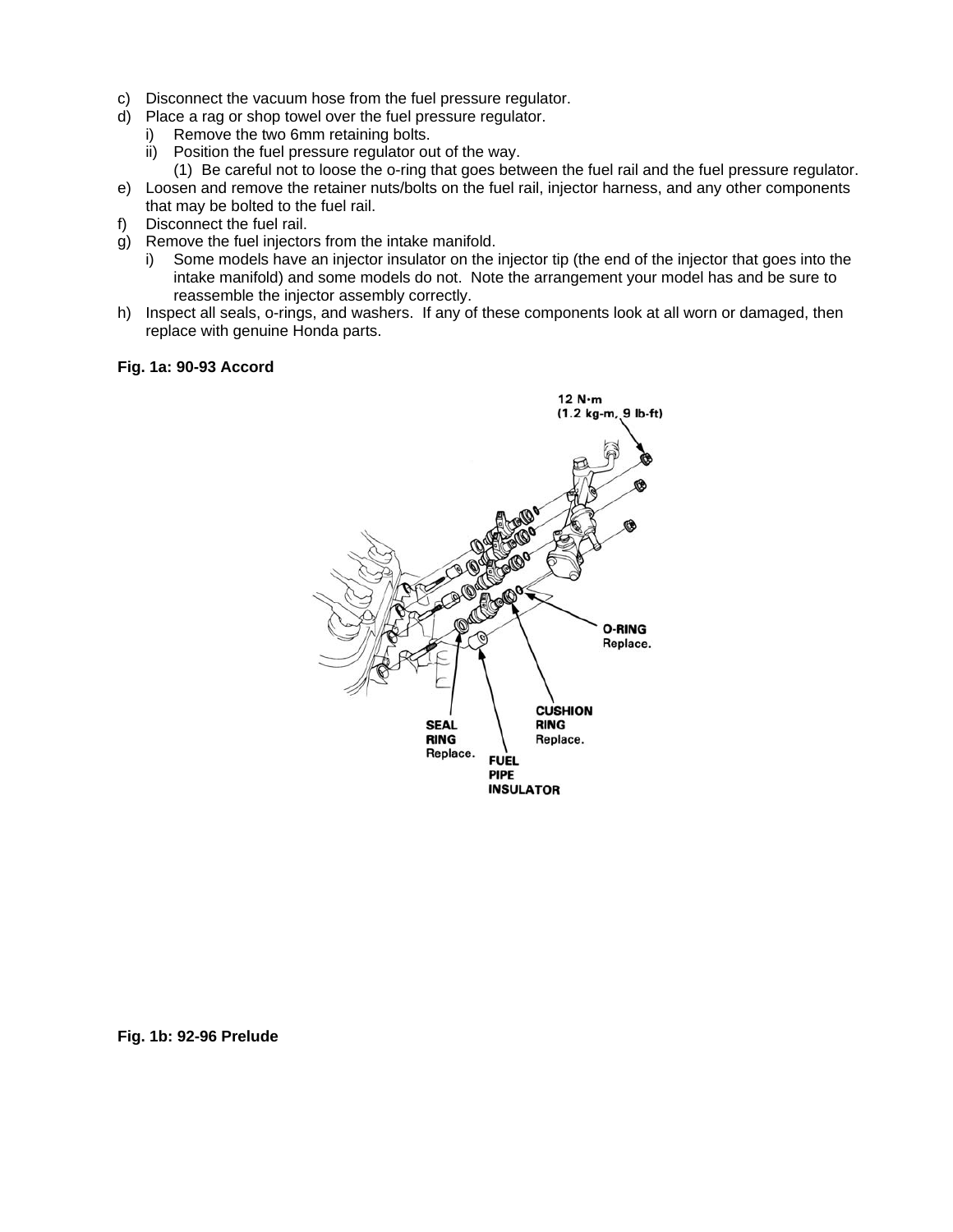c) Disconnect the vacuum hose from the fuel pressure regulator.
d) Place a rag or shop towel over the fuel pressure regulator.
   i) Remove the two 6mm retaining bolts.
   ii) Position the fuel pressure regulator out of the way.
      (1) Be careful not to loose the o-ring that goes between the fuel rail and the fuel pressure regulator.
e) Loosen and remove the retainer nuts/bolts on the fuel rail, injector harness, and any other components that may be bolted to the fuel rail.
f) Disconnect the fuel rail.
g) Remove the fuel injectors from the intake manifold.
   i) Some models have an injector insulator on the injector tip (the end of the injector that goes into the intake manifold) and some models do not. Note the arrangement your model has and be sure to reassemble the injector assembly correctly.
h) Inspect all seals, o-rings, and washers. If any of these components look at all worn or damaged, then replace with genuine Honda parts.

**Fig. 1a: 90-93 Accord**

12 N·m
(1.2 kg-m, 9 lb-ft)

O-RING
Replace.

CUSHION
RING
Replace.

SEAL
RING
Replace.

FUEL
PIPE
INSULATOR

**Fig. 1b: 92-96 Prelude**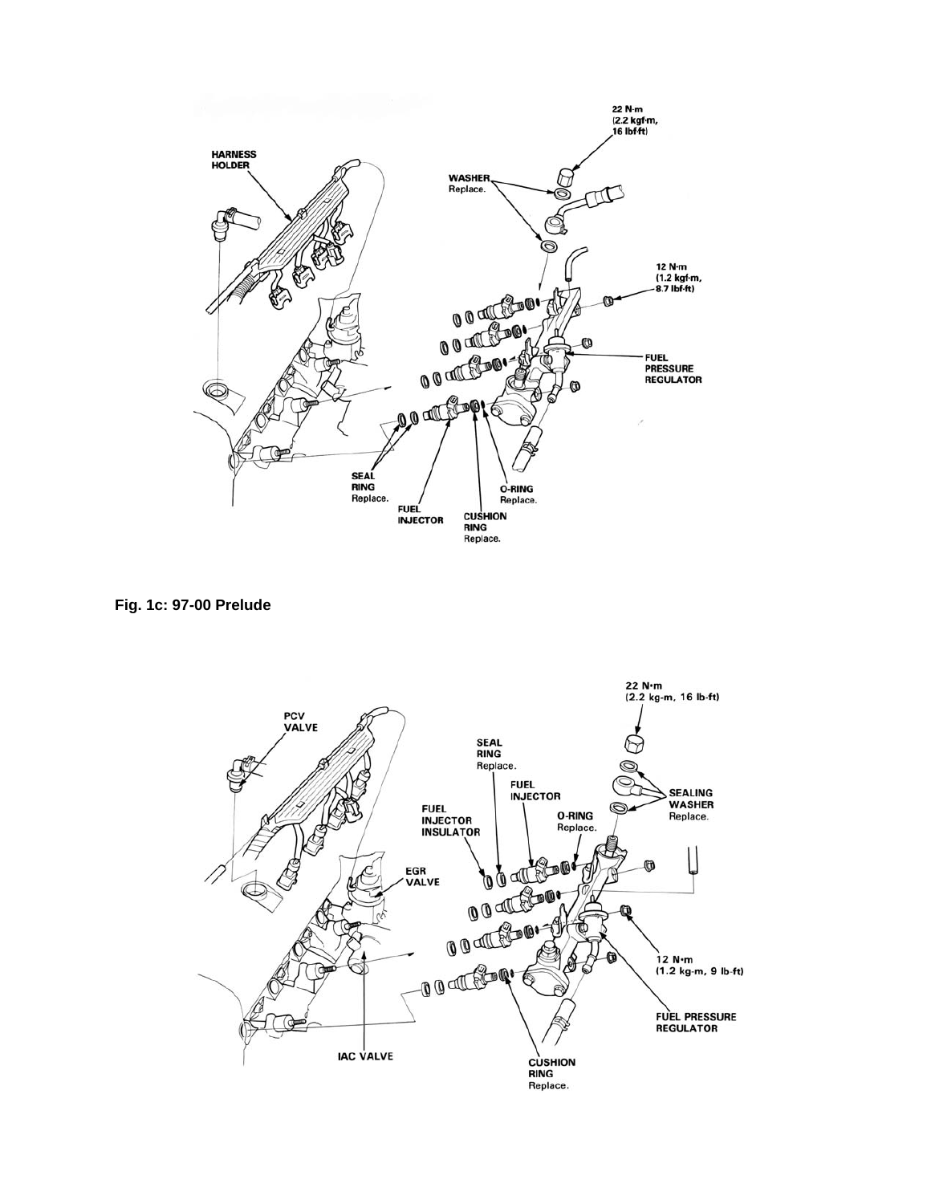22 N·m
(2.2 kgf·m,
16 lbf·ft)

HARNESS
HOLDER

WASHER
Replace.

12 N·m
(1.2 kgf·m,
8.7 lbf·ft)

FUEL
PRESSURE
REGULATOR

SEAL
RING
Replace.

FUEL
INJECTOR

CUSHION
RING
Replace.

O-RING
Replace.

**Fig. 1c: 97-00 Prelude**

22 N•m
(2.2 kg-m, 16 lb-ft)

PCV
VALVE

SEAL
RING
Replace.

FUEL
INJECTOR

SEALING
WASHER
Replace.

FUEL
INJECTOR
INSULATOR

O-RING
Replace.

EGR
VALVE

12 N•m
(1.2 kg-m, 9 lb-ft)

FUEL PRESSURE
REGULATOR

IAC VALVE

CUSHION
RING
Replace.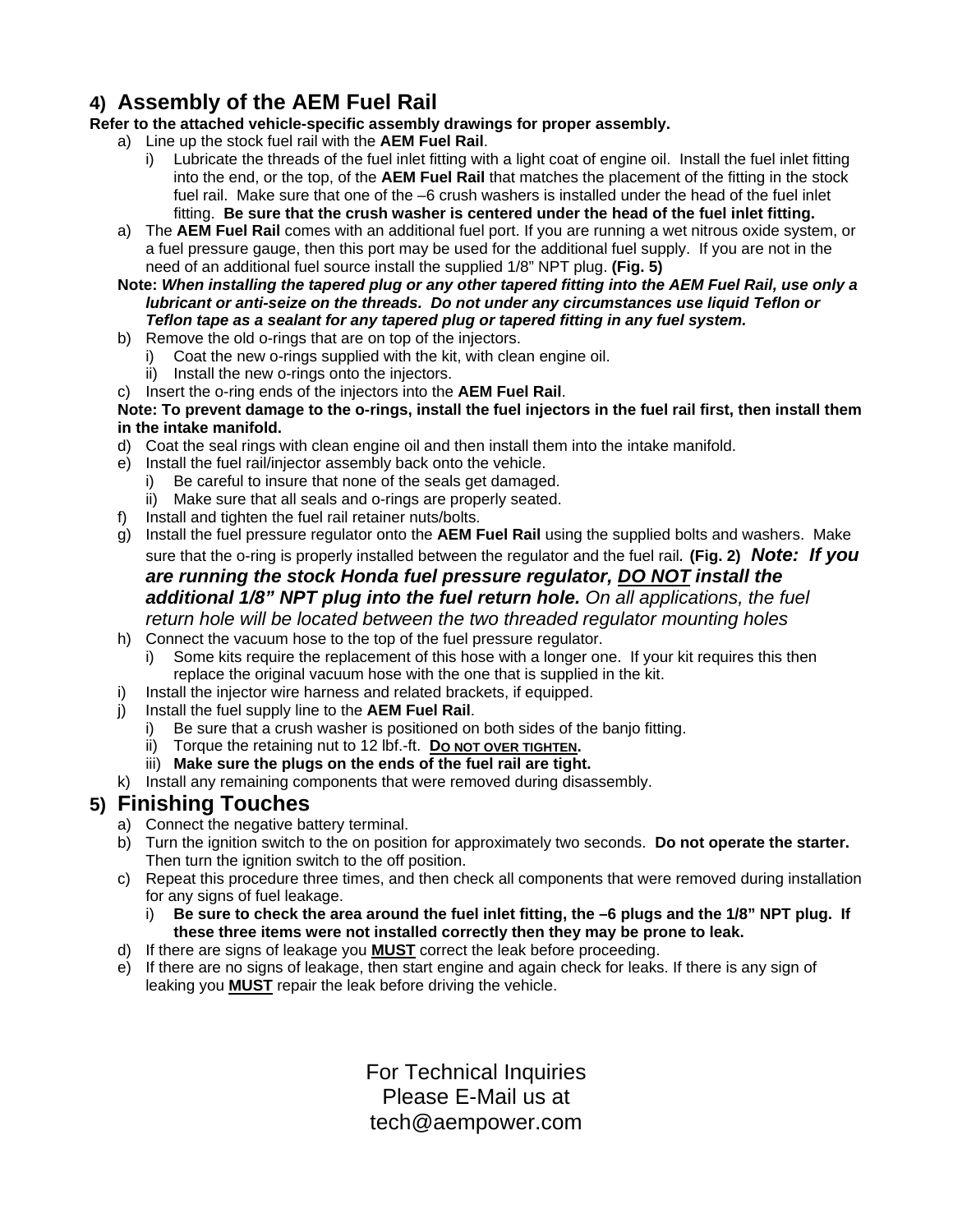## 4) Assembly of the AEM Fuel Rail

**Refer to the attached vehicle-specific assembly drawings for proper assembly.**

a) Line up the stock fuel rail with the **AEM Fuel Rail**.
   i) Lubricate the threads of the fuel inlet fitting with a light coat of engine oil. Install the fuel inlet fitting into the end, or the top, of the **AEM Fuel Rail** that matches the placement of the fitting in the stock fuel rail. Make sure that one of the –6 crush washers is installed under the head of the fuel inlet fitting. **Be sure that the crush washer is centered under the head of the fuel inlet fitting.**

a) The **AEM Fuel Rail** comes with an additional fuel port. If you are running a wet nitrous oxide system, or a fuel pressure gauge, then this port may be used for the additional fuel supply. If you are not in the need of an additional fuel source install the supplied 1/8" NPT plug. **(Fig. 5)**

**Note:** ***When installing the tapered plug or any other tapered fitting into the AEM Fuel Rail, use only a lubricant or anti-seize on the threads. Do not under any circumstances use liquid Teflon or Teflon tape as a sealant for any tapered plug or tapered fitting in any fuel system.***

b) Remove the old o-rings that are on top of the injectors.
   i) Coat the new o-rings supplied with the kit, with clean engine oil.
   ii) Install the new o-rings onto the injectors.

c) Insert the o-ring ends of the injectors into the **AEM Fuel Rail**.

**Note: To prevent damage to the o-rings, install the fuel injectors in the fuel rail first, then install them in the intake manifold.**

d) Coat the seal rings with clean engine oil and then install them into the intake manifold.

e) Install the fuel rail/injector assembly back onto the vehicle.
   i) Be careful to insure that none of the seals get damaged.
   ii) Make sure that all seals and o-rings are properly seated.

f) Install and tighten the fuel rail retainer nuts/bolts.

g) Install the fuel pressure regulator onto the **AEM Fuel Rail** using the supplied bolts and washers. Make sure that the o-ring is properly installed between the regulator and the fuel rail. **(Fig. 2)** ***Note: If you are running the stock Honda fuel pressure regulator, <u>DO NOT</u> install the additional 1/8" NPT plug into the fuel return hole.*** *On all applications, the fuel return hole will be located between the two threaded regulator mounting holes*

h) Connect the vacuum hose to the top of the fuel pressure regulator.
   i) Some kits require the replacement of this hose with a longer one. If your kit requires this then replace the original vacuum hose with the one that is supplied in the kit.

i) Install the injector wire harness and related brackets, if equipped.

j) Install the fuel supply line to the **AEM Fuel Rail**.
   i) Be sure that a crush washer is positioned on both sides of the banjo fitting.
   ii) Torque the retaining nut to 12 lbf.-ft. **<u>DO NOT OVER TIGHTEN</u>.**
   iii) **Make sure the plugs on the ends of the fuel rail are tight.**

k) Install any remaining components that were removed during disassembly.

## 5) Finishing Touches

a) Connect the negative battery terminal.

b) Turn the ignition switch to the on position for approximately two seconds. **Do not operate the starter.** Then turn the ignition switch to the off position.

c) Repeat this procedure three times, and then check all components that were removed during installation for any signs of fuel leakage.
   i) **Be sure to check the area around the fuel inlet fitting, the –6 plugs and the 1/8" NPT plug. If these three items were not installed correctly then they may be prone to leak.**

d) If there are signs of leakage you **<u>MUST</u>** correct the leak before proceeding.

e) If there are no signs of leakage, then start engine and again check for leaks. If there is any sign of leaking you **<u>MUST</u>** repair the leak before driving the vehicle.

For Technical Inquiries
Please E-Mail us at
tech@aempower.com